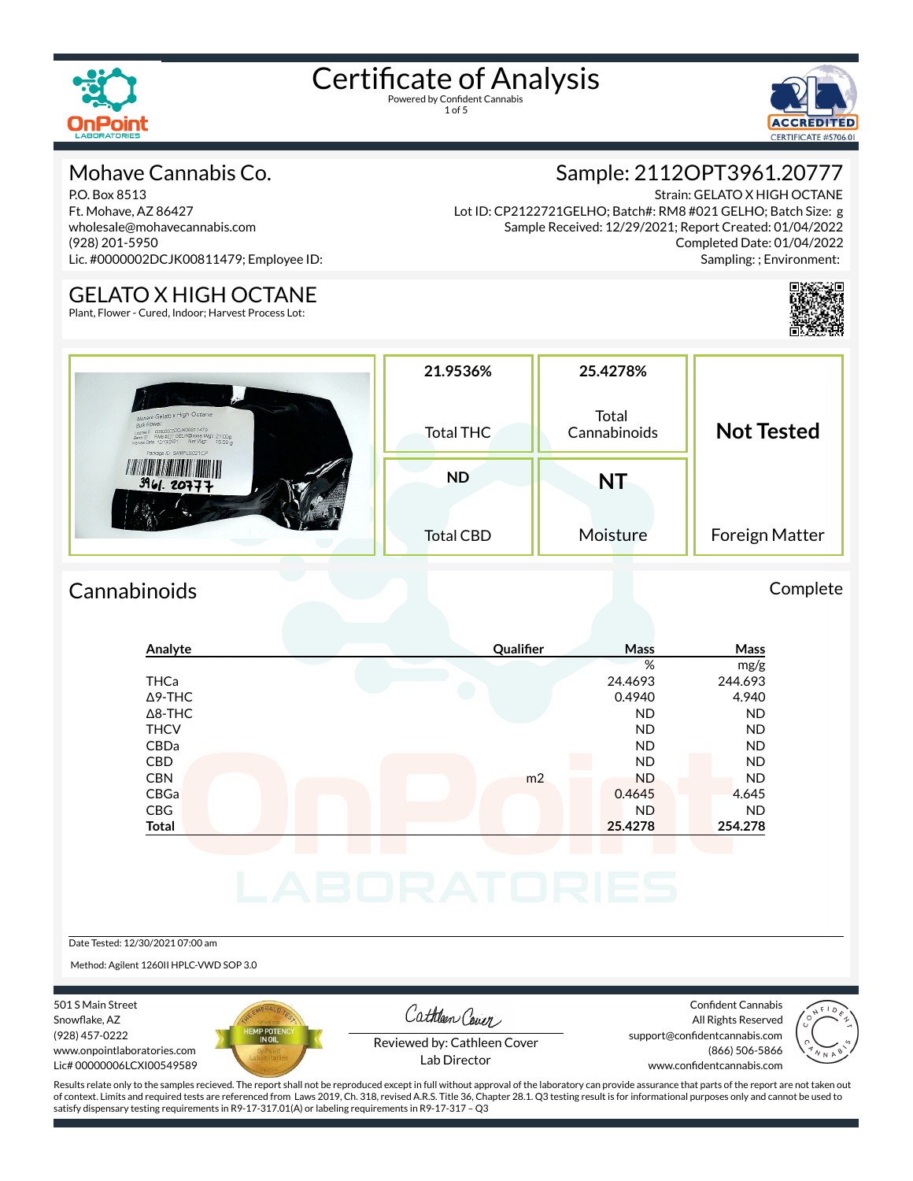# Certificate of Analysis

Powered by Confident Cannabis

## Mohave Cannabis Co.

P.O. Box 8513
Ft. Mohave, AZ 86427
wholesale@mohavecannabis.com
(928) 201-5950
Lic. #0000002DCJK00811479; Employee ID:

## Sample: 2112OPT3961.20777

Strain: GELATO X HIGH OCTANE
Lot ID: CP2122721GELHO; Batch#: RM8 #021 GELHO; Batch Size: g
Sample Received: 12/29/2021; Report Created: 01/04/2022
Completed Date: 01/04/2022
Sampling: ; Environment:

## GELATO X HIGH OCTANE

Plant, Flower - Cured, Indoor; Harvest Process Lot:

| 21.9536% | 25.4278% | Not Tested |
|---|---|---|
| Total THC | Total Cannabinoids | |
| **ND** | **NT** | |
| Total CBD | Moisture | Foreign Matter |

## Cannabinoids

Complete

| Analyte | Qualifier | Mass % | Mass mg/g |
|---|---|---|---|
| THCa | | 24.4693 | 244.693 |
| Δ9-THC | | 0.4940 | 4.940 |
| Δ8-THC | | ND | ND |
| THCV | | ND | ND |
| CBDa | | ND | ND |
| CBD | | ND | ND |
| CBN | m2 | ND | ND |
| CBGa | | 0.4645 | 4.645 |
| CBG | | ND | ND |
| **Total** | | **25.4278** | **254.278** |

Date Tested: 12/30/2021 07:00 am

Method: Agilent 1260II HPLC-VWD SOP 3.0

501 S Main Street
Snowflake, AZ
(928) 457-0222
www.onpointlaboratories.com
Lic# 00000006LCXI00549589

Reviewed by: Cathleen Cover
Lab Director

Confident Cannabis
All Rights Reserved
support@confidentcannabis.com
(866) 506-5866
www.confidentcannabis.com

Results relate only to the samples recieved. The report shall not be reproduced except in full without approval of the laboratory can provide assurance that parts of the report are not taken out of context. Limits and required tests are referenced from Laws 2019, Ch. 318, revised A.R.S. Title 36, Chapter 28.1. Q3 testing result is for informational purposes only and cannot be used to satisfy dispensary testing requirements in R9-17-317.01(A) or labeling requirements in R9-17-317 – Q3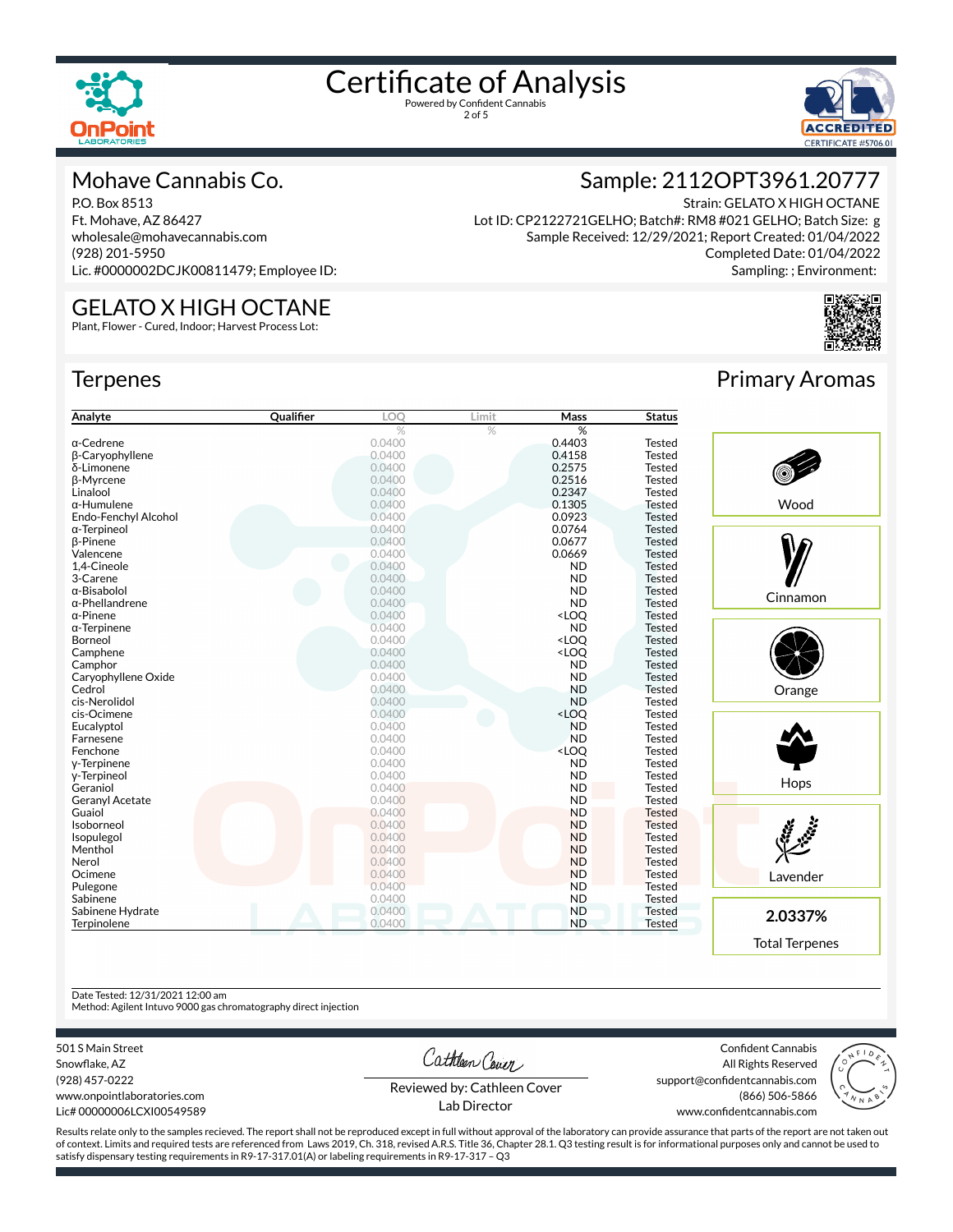# Certificate of Analysis

Powered by Confident Cannabis

## Mohave Cannabis Co.

P.O. Box 8513
Ft. Mohave, AZ 86427
wholesale@mohavecannabis.com
(928) 201-5950
Lic. #0000002DCJK00811479; Employee ID:

## Sample: 2112OPT3961.20777

Strain: GELATO X HIGH OCTANE
Lot ID: CP2122721GELHO; Batch#: RM8 #021 GELHO; Batch Size: g
Sample Received: 12/29/2021; Report Created: 01/04/2022
Completed Date: 01/04/2022
Sampling: ; Environment:

## GELATO X HIGH OCTANE

Plant, Flower - Cured, Indoor; Harvest Process Lot:

## Terpenes

| Analyte | Qualifier | LOQ | Limit | Mass | Status |
|---|---|---|---|---|---|
| | | % | % | % | |
| α-Cedrene | | 0.0400 | | 0.4403 | Tested |
| β-Caryophyllene | | 0.0400 | | 0.4158 | Tested |
| δ-Limonene | | 0.0400 | | 0.2575 | Tested |
| β-Myrcene | | 0.0400 | | 0.2516 | Tested |
| Linalool | | 0.0400 | | 0.2347 | Tested |
| α-Humulene | | 0.0400 | | 0.1305 | Tested |
| Endo-Fenchyl Alcohol | | 0.0400 | | 0.0923 | Tested |
| α-Terpineol | | 0.0400 | | 0.0764 | Tested |
| β-Pinene | | 0.0400 | | 0.0677 | Tested |
| Valencene | | 0.0400 | | 0.0669 | Tested |
| 1,4-Cineole | | 0.0400 | | ND | Tested |
| 3-Carene | | 0.0400 | | ND | Tested |
| α-Bisabolol | | 0.0400 | | ND | Tested |
| α-Phellandrene | | 0.0400 | | ND | Tested |
| α-Pinene | | 0.0400 | | <LOQ | Tested |
| α-Terpinene | | 0.0400 | | ND | Tested |
| Borneol | | 0.0400 | | <LOQ | Tested |
| Camphene | | 0.0400 | | <LOQ | Tested |
| Camphor | | 0.0400 | | ND | Tested |
| Caryophyllene Oxide | | 0.0400 | | ND | Tested |
| Cedrol | | 0.0400 | | ND | Tested |
| cis-Nerolidol | | 0.0400 | | ND | Tested |
| cis-Ocimene | | 0.0400 | | <LOQ | Tested |
| Eucalyptol | | 0.0400 | | ND | Tested |
| Farnesene | | 0.0400 | | ND | Tested |
| Fenchone | | 0.0400 | | <LOQ | Tested |
| γ-Terpinene | | 0.0400 | | ND | Tested |
| γ-Terpineol | | 0.0400 | | ND | Tested |
| Geraniol | | 0.0400 | | ND | Tested |
| Geranyl Acetate | | 0.0400 | | ND | Tested |
| Guaiol | | 0.0400 | | ND | Tested |
| Isoborneol | | 0.0400 | | ND | Tested |
| Isopulegol | | 0.0400 | | ND | Tested |
| Menthol | | 0.0400 | | ND | Tested |
| Nerol | | 0.0400 | | ND | Tested |
| Ocimene | | 0.0400 | | ND | Tested |
| Pulegone | | 0.0400 | | ND | Tested |
| Sabinene | | 0.0400 | | ND | Tested |
| Sabinene Hydrate | | 0.0400 | | ND | Tested |
| Terpinolene | | 0.0400 | | ND | Tested |

## Primary Aromas

- Wood
- Cinnamon
- Orange
- Hops
- Lavender

**2.0337%**
Total Terpenes

Date Tested: 12/31/2021 12:00 am
Method: Agilent Intuvo 9000 gas chromatography direct injection

501 S Main Street
Snowflake, AZ
(928) 457-0222
www.onpointlaboratories.com
Lic# 00000006LCXI00549589

Reviewed by: Cathleen Cover
Lab Director

Confident Cannabis
All Rights Reserved
support@confidentcannabis.com
(866) 506-5866
www.confidentcannabis.com

Results relate only to the samples recieved. The report shall not be reproduced except in full without approval of the laboratory can provide assurance that parts of the report are not taken out of context. Limits and required tests are referenced from Laws 2019, Ch. 318, revised A.R.S. Title 36, Chapter 28.1. Q3 testing result is for informational purposes only and cannot be used to satisfy dispensary testing requirements in R9-17-317.01(A) or labeling requirements in R9-17-317 – Q3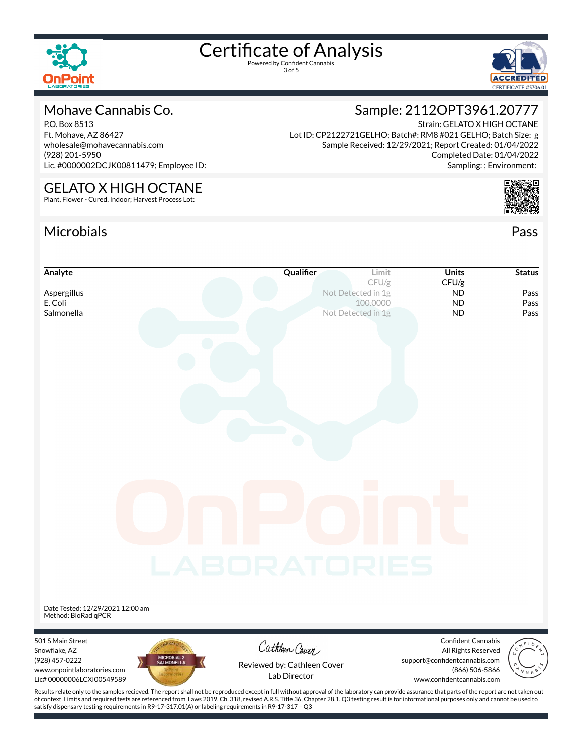# Certificate of Analysis

Powered by Confident Cannabis

## Mohave Cannabis Co.

P.O. Box 8513
Ft. Mohave, AZ 86427
wholesale@mohavecannabis.com
(928) 201-5950
Lic. #0000002DCJK00811479; Employee ID:

## Sample: 2112OPT3961.20777

Strain: GELATO X HIGH OCTANE
Lot ID: CP2122721GELHO; Batch#: RM8 #021 GELHO; Batch Size: g
Sample Received: 12/29/2021; Report Created: 01/04/2022
Completed Date: 01/04/2022
Sampling: ; Environment:

## GELATO X HIGH OCTANE

Plant, Flower - Cured, Indoor; Harvest Process Lot:

## Microbials

Pass

| Analyte | Qualifier | Limit | Units | Status |
|---|---|---|---|---|
| | | CFU/g | CFU/g | |
| Aspergillus | | Not Detected in 1g | ND | Pass |
| E. Coli | | 100.0000 | ND | Pass |
| Salmonella | | Not Detected in 1g | ND | Pass |

Date Tested: 12/29/2021 12:00 am
Method: BioRad qPCR

501 S Main Street
Snowflake, AZ
(928) 457-0222
www.onpointlaboratories.com
Lic# 00000006LCXI00549589

Reviewed by: Cathleen Cover
Lab Director

Confident Cannabis
All Rights Reserved
support@confidentcannabis.com
(866) 506-5866
www.confidentcannabis.com

Results relate only to the samples recieved. The report shall not be reproduced except in full without approval of the laboratory can provide assurance that parts of the report are not taken out of context. Limits and required tests are referenced from Laws 2019, Ch. 318, revised A.R.S. Title 36, Chapter 28.1. Q3 testing result is for informational purposes only and cannot be used to satisfy dispensary testing requirements in R9-17-317.01(A) or labeling requirements in R9-17-317 – Q3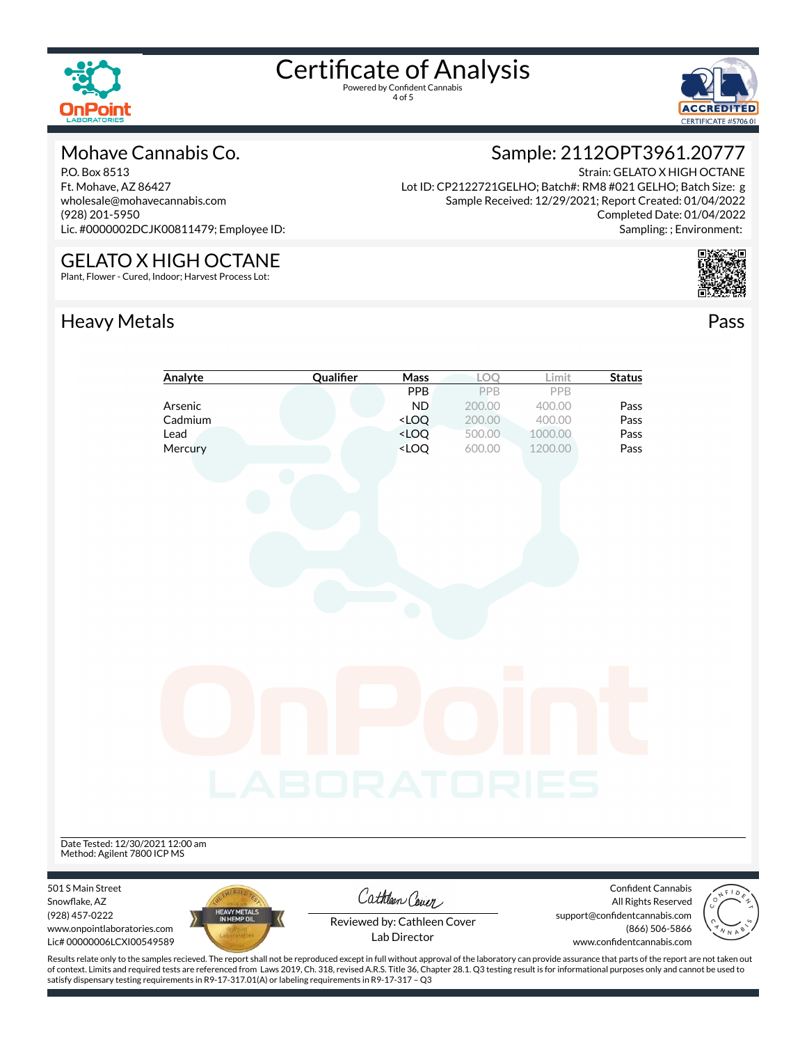# Certificate of Analysis

Powered by Confident Cannabis

## Mohave Cannabis Co.

P.O. Box 8513
Ft. Mohave, AZ 86427
wholesale@mohavecannabis.com
(928) 201-5950
Lic. #0000002DCJK00811479; Employee ID:

## Sample: 2112OPT3961.20777

Strain: GELATO X HIGH OCTANE
Lot ID: CP2122721GELHO; Batch#: RM8 #021 GELHO; Batch Size: g
Sample Received: 12/29/2021; Report Created: 01/04/2022
Completed Date: 01/04/2022
Sampling: ; Environment:

## GELATO X HIGH OCTANE

Plant, Flower - Cured, Indoor; Harvest Process Lot:

## Heavy Metals

Pass

| Analyte | Qualifier | Mass | LOQ | Limit | Status |
|---|---|---|---|---|---|
| | | PPB | PPB | PPB | |
| Arsenic | | ND | 200.00 | 400.00 | Pass |
| Cadmium | | <LOQ | 200.00 | 400.00 | Pass |
| Lead | | <LOQ | 500.00 | 1000.00 | Pass |
| Mercury | | <LOQ | 600.00 | 1200.00 | Pass |

Date Tested: 12/30/2021 12:00 am
Method: Agilent 7800 ICP MS

501 S Main Street
Snowflake, AZ
(928) 457-0222
www.onpointlaboratories.com
Lic# 00000006LCXI00549589

Reviewed by: Cathleen Cover
Lab Director

Confident Cannabis
All Rights Reserved
support@confidentcannabis.com
(866) 506-5866
www.confidentcannabis.com

Results relate only to the samples recieved. The report shall not be reproduced except in full without approval of the laboratory can provide assurance that parts of the report are not taken out of context. Limits and required tests are referenced from Laws 2019, Ch. 318, revised A.R.S. Title 36, Chapter 28.1. Q3 testing result is for informational purposes only and cannot be used to satisfy dispensary testing requirements in R9-17-317.01(A) or labeling requirements in R9-17-317 – Q3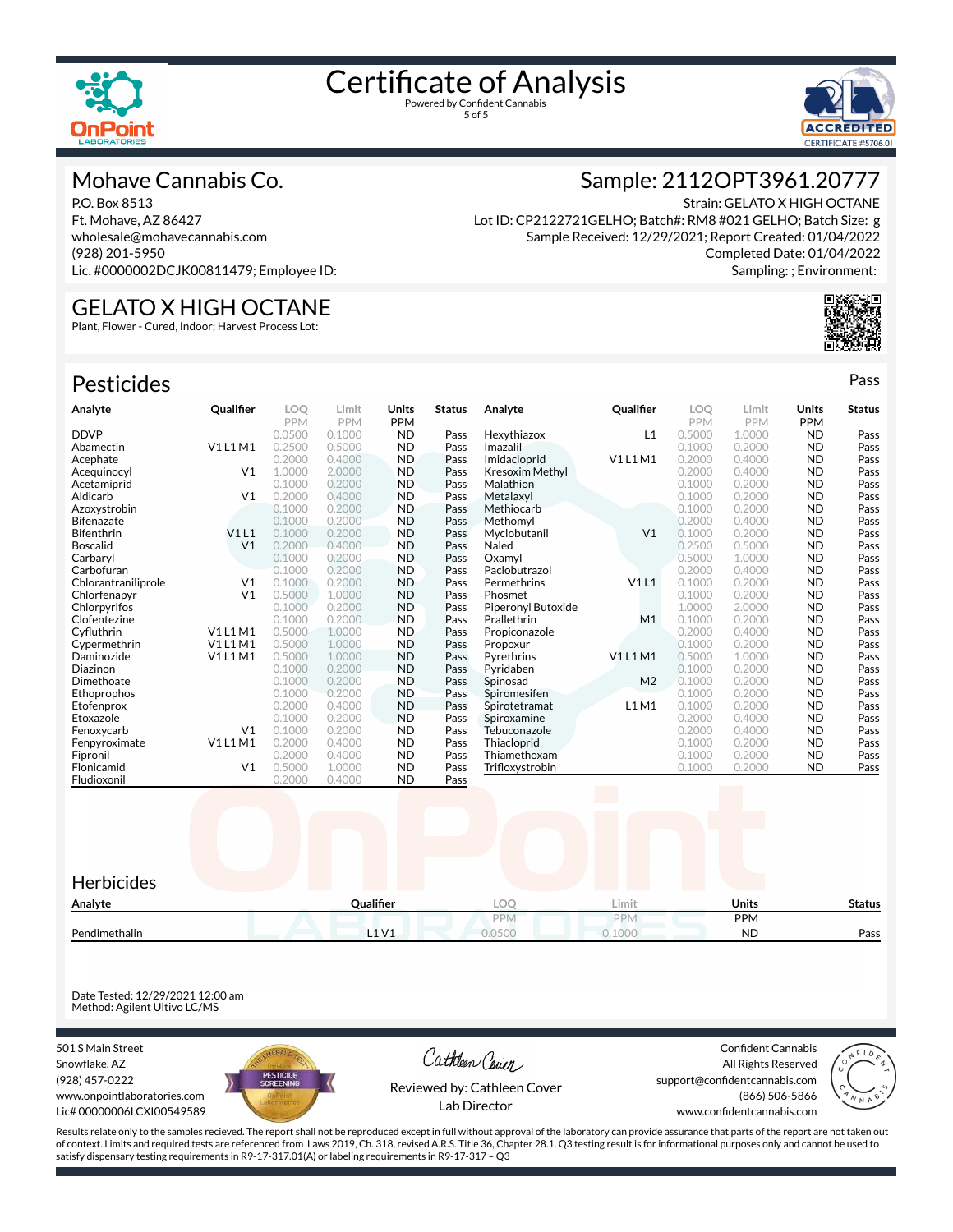# Certificate of Analysis

Powered by Confident Cannabis

## Mohave Cannabis Co.

P.O. Box 8513
Ft. Mohave, AZ 86427
wholesale@mohavecannabis.com
(928) 201-5950
Lic. #0000002DCJK00811479; Employee ID:

## Sample: 2112OPT3961.20777

Strain: GELATO X HIGH OCTANE
Lot ID: CP2122721GELHO; Batch#: RM8 #021 GELHO; Batch Size: g
Sample Received: 12/29/2021; Report Created: 01/04/2022
Completed Date: 01/04/2022
Sampling: ; Environment:

## GELATO X HIGH OCTANE

Plant, Flower - Cured, Indoor; Harvest Process Lot:

## Pesticides

Pass

| Analyte | Qualifier | LOQ | Limit | Units | Status |
|---|---|---|---|---|---|
| | | PPM | PPM | PPM | |
| DDVP | | 0.0500 | 0.1000 | ND | Pass |
| Abamectin | V1 L1 M1 | 0.2500 | 0.5000 | ND | Pass |
| Acephate | | 0.2000 | 0.4000 | ND | Pass |
| Acequinocyl | V1 | 1.0000 | 2.0000 | ND | Pass |
| Acetamiprid | | 0.1000 | 0.2000 | ND | Pass |
| Aldicarb | V1 | 0.2000 | 0.4000 | ND | Pass |
| Azoxystrobin | | 0.1000 | 0.2000 | ND | Pass |
| Bifenazate | | 0.1000 | 0.2000 | ND | Pass |
| Bifenthrin | V1 L1 | 0.1000 | 0.2000 | ND | Pass |
| Boscalid | V1 | 0.2000 | 0.4000 | ND | Pass |
| Carbaryl | | 0.1000 | 0.2000 | ND | Pass |
| Carbofuran | | 0.1000 | 0.2000 | ND | Pass |
| Chlorantraniliprole | V1 | 0.1000 | 0.2000 | ND | Pass |
| Chlorfenapyr | V1 | 0.5000 | 1.0000 | ND | Pass |
| Chlorpyrifos | | 0.1000 | 0.2000 | ND | Pass |
| Clofentezine | | 0.1000 | 0.2000 | ND | Pass |
| Cyfluthrin | V1 L1 M1 | 0.5000 | 1.0000 | ND | Pass |
| Cypermethrin | V1 L1 M1 | 0.5000 | 1.0000 | ND | Pass |
| Daminozide | V1 L1 M1 | 0.5000 | 1.0000 | ND | Pass |
| Diazinon | | 0.1000 | 0.2000 | ND | Pass |
| Dimethoate | | 0.1000 | 0.2000 | ND | Pass |
| Ethoprophos | | 0.1000 | 0.2000 | ND | Pass |
| Etofenprox | | 0.2000 | 0.4000 | ND | Pass |
| Etoxazole | | 0.1000 | 0.2000 | ND | Pass |
| Fenoxycarb | V1 | 0.1000 | 0.2000 | ND | Pass |
| Fenpyroximate | V1 L1 M1 | 0.2000 | 0.4000 | ND | Pass |
| Fipronil | | 0.2000 | 0.4000 | ND | Pass |
| Flonicamid | V1 | 0.5000 | 1.0000 | ND | Pass |
| Fludioxonil | | 0.2000 | 0.4000 | ND | Pass |
| Hexythiazox | L1 | 0.5000 | 1.0000 | ND | Pass |
| Imazalil | | 0.1000 | 0.2000 | ND | Pass |
| Imidacloprid | V1 L1 M1 | 0.2000 | 0.4000 | ND | Pass |
| Kresoxim Methyl | | 0.2000 | 0.4000 | ND | Pass |
| Malathion | | 0.1000 | 0.2000 | ND | Pass |
| Metalaxyl | | 0.1000 | 0.2000 | ND | Pass |
| Methiocarb | | 0.1000 | 0.2000 | ND | Pass |
| Methomyl | | 0.2000 | 0.4000 | ND | Pass |
| Myclobutanil | V1 | 0.1000 | 0.2000 | ND | Pass |
| Naled | | 0.2500 | 0.5000 | ND | Pass |
| Oxamyl | | 0.5000 | 1.0000 | ND | Pass |
| Paclobutrazol | | 0.2000 | 0.4000 | ND | Pass |
| Permethrins | V1 L1 | 0.1000 | 0.2000 | ND | Pass |
| Phosmet | | 0.1000 | 0.2000 | ND | Pass |
| Piperonyl Butoxide | | 1.0000 | 2.0000 | ND | Pass |
| Prallethrin | M1 | 0.1000 | 0.2000 | ND | Pass |
| Propiconazole | | 0.2000 | 0.4000 | ND | Pass |
| Propoxur | | 0.1000 | 0.2000 | ND | Pass |
| Pyrethrins | V1 L1 M1 | 0.5000 | 1.0000 | ND | Pass |
| Pyridaben | | 0.1000 | 0.2000 | ND | Pass |
| Spinosad | M2 | 0.1000 | 0.2000 | ND | Pass |
| Spiromesifen | | 0.1000 | 0.2000 | ND | Pass |
| Spirotetramat | L1 M1 | 0.1000 | 0.2000 | ND | Pass |
| Spiroxamine | | 0.2000 | 0.4000 | ND | Pass |
| Tebuconazole | | 0.2000 | 0.4000 | ND | Pass |
| Thiacloprid | | 0.1000 | 0.2000 | ND | Pass |
| Thiamethoxam | | 0.1000 | 0.2000 | ND | Pass |
| Trifloxystrobin | | 0.1000 | 0.2000 | ND | Pass |

## Herbicides

| Analyte | Qualifier | LOQ | Limit | Units | Status |
|---|---|---|---|---|---|
| | | PPM | PPM | PPM | |
| Pendimethalin | L1 V1 | 0.0500 | 0.1000 | ND | Pass |

Date Tested: 12/29/2021 12:00 am
Method: Agilent Ultivo LC/MS

501 S Main Street
Snowflake, AZ
(928) 457-0222
www.onpointlaboratories.com
Lic# 00000006LCXI00549589

Reviewed by: Cathleen Cover
Lab Director

Confident Cannabis
All Rights Reserved
support@confidentcannabis.com
(866) 506-5866
www.confidentcannabis.com

Results relate only to the samples recieved. The report shall not be reproduced except in full without approval of the laboratory can provide assurance that parts of the report are not taken out of context. Limits and required tests are referenced from Laws 2019, Ch. 318, revised A.R.S. Title 36, Chapter 28.1. Q3 testing result is for informational purposes only and cannot be used to satisfy dispensary testing requirements in R9-17-317.01(A) or labeling requirements in R9-17-317 – Q3